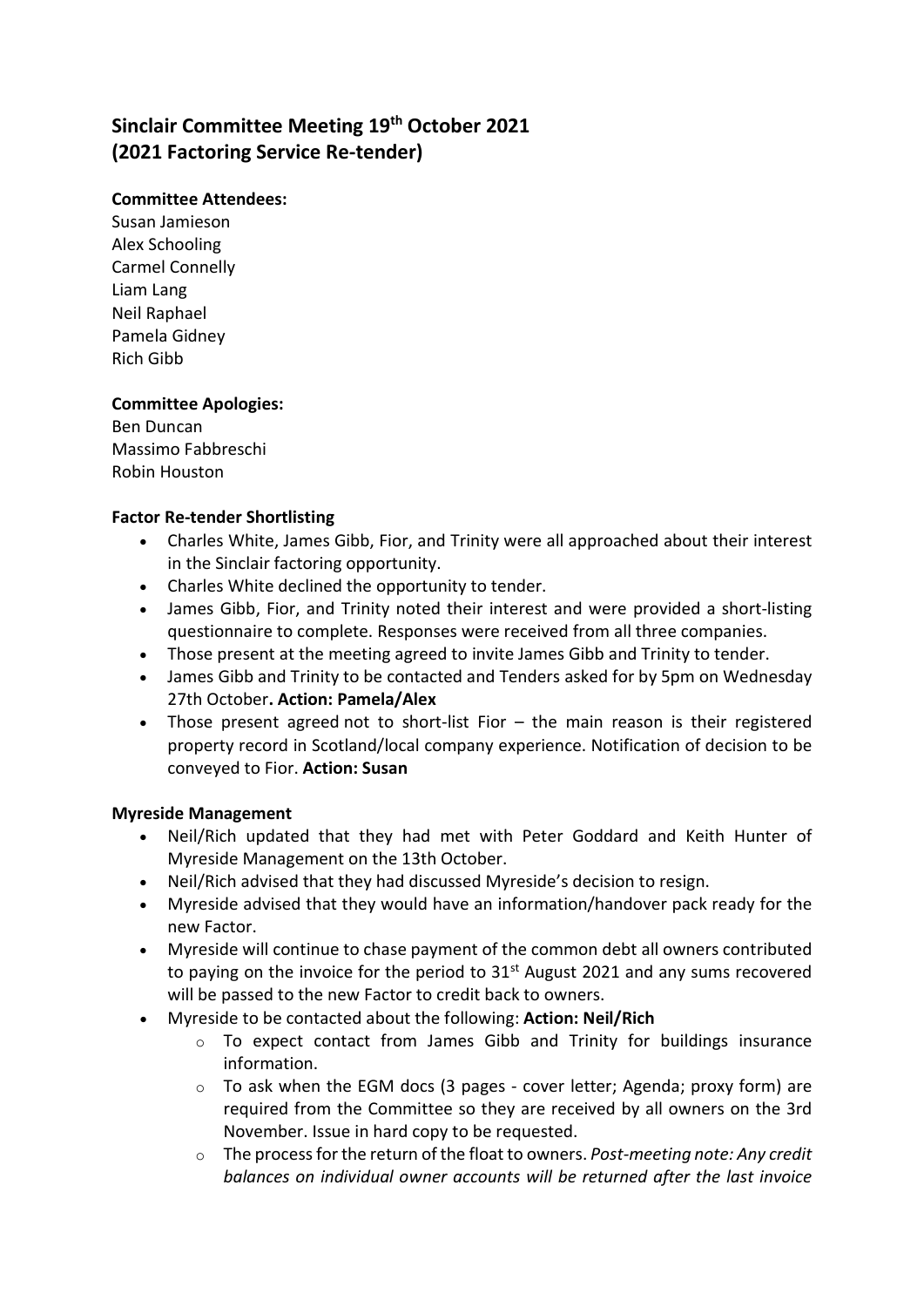# Sinclair Committee Meeting 19th October 2021 (2021 Factoring Service Re-tender)

**Committee Attendees:**
Susan Jamieson
Alex Schooling
Carmel Connelly
Liam Lang
Neil Raphael
Pamela Gidney
Rich Gibb

**Committee Apologies:**
Ben Duncan
Massimo Fabbreschi
Robin Houston

**Factor Re-tender Shortlisting**

- Charles White, James Gibb, Fior, and Trinity were all approached about their interest in the Sinclair factoring opportunity.
- Charles White declined the opportunity to tender.
- James Gibb, Fior, and Trinity noted their interest and were provided a short-listing questionnaire to complete. Responses were received from all three companies.
- Those present at the meeting agreed to invite James Gibb and Trinity to tender.
- James Gibb and Trinity to be contacted and Tenders asked for by 5pm on Wednesday 27th October**. Action: Pamela/Alex**
- Those present agreed not to short-list Fior – the main reason is their registered property record in Scotland/local company experience. Notification of decision to be conveyed to Fior. **Action: Susan**

**Myreside Management**

- Neil/Rich updated that they had met with Peter Goddard and Keith Hunter of Myreside Management on the 13th October.
- Neil/Rich advised that they had discussed Myreside's decision to resign.
- Myreside advised that they would have an information/handover pack ready for the new Factor.
- Myreside will continue to chase payment of the common debt all owners contributed to paying on the invoice for the period to 31st August 2021 and any sums recovered will be passed to the new Factor to credit back to owners.
- Myreside to be contacted about the following: **Action: Neil/Rich**
  - To expect contact from James Gibb and Trinity for buildings insurance information.
  - To ask when the EGM docs (3 pages - cover letter; Agenda; proxy form) are required from the Committee so they are received by all owners on the 3rd November. Issue in hard copy to be requested.
  - The process for the return of the float to owners. *Post-meeting note: Any credit balances on individual owner accounts will be returned after the last invoice*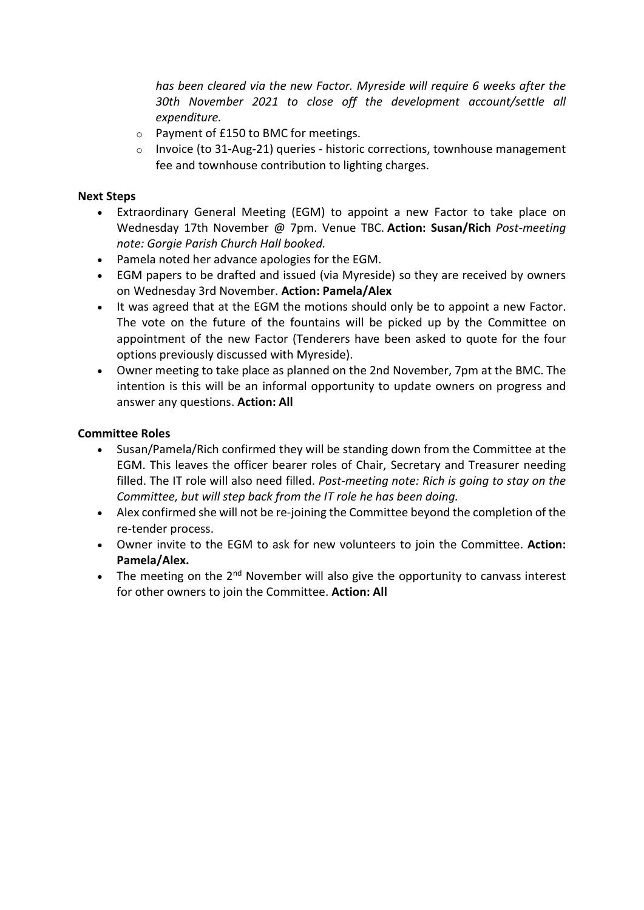*has been cleared via the new Factor. Myreside will require 6 weeks after the 30th November 2021 to close off the development account/settle all expenditure.*

- Payment of £150 to BMC for meetings.
- Invoice (to 31-Aug-21) queries - historic corrections, townhouse management fee and townhouse contribution to lighting charges.

**Next Steps**

- Extraordinary General Meeting (EGM) to appoint a new Factor to take place on Wednesday 17th November @ 7pm. Venue TBC. **Action: Susan/Rich** *Post-meeting note: Gorgie Parish Church Hall booked.*
- Pamela noted her advance apologies for the EGM.
- EGM papers to be drafted and issued (via Myreside) so they are received by owners on Wednesday 3rd November. **Action: Pamela/Alex**
- It was agreed that at the EGM the motions should only be to appoint a new Factor. The vote on the future of the fountains will be picked up by the Committee on appointment of the new Factor (Tenderers have been asked to quote for the four options previously discussed with Myreside).
- Owner meeting to take place as planned on the 2nd November, 7pm at the BMC. The intention is this will be an informal opportunity to update owners on progress and answer any questions. **Action: All**

**Committee Roles**

- Susan/Pamela/Rich confirmed they will be standing down from the Committee at the EGM. This leaves the officer bearer roles of Chair, Secretary and Treasurer needing filled. The IT role will also need filled. *Post-meeting note: Rich is going to stay on the Committee, but will step back from the IT role he has been doing.*
- Alex confirmed she will not be re-joining the Committee beyond the completion of the re-tender process.
- Owner invite to the EGM to ask for new volunteers to join the Committee. **Action: Pamela/Alex.**
- The meeting on the 2nd November will also give the opportunity to canvass interest for other owners to join the Committee. **Action: All**